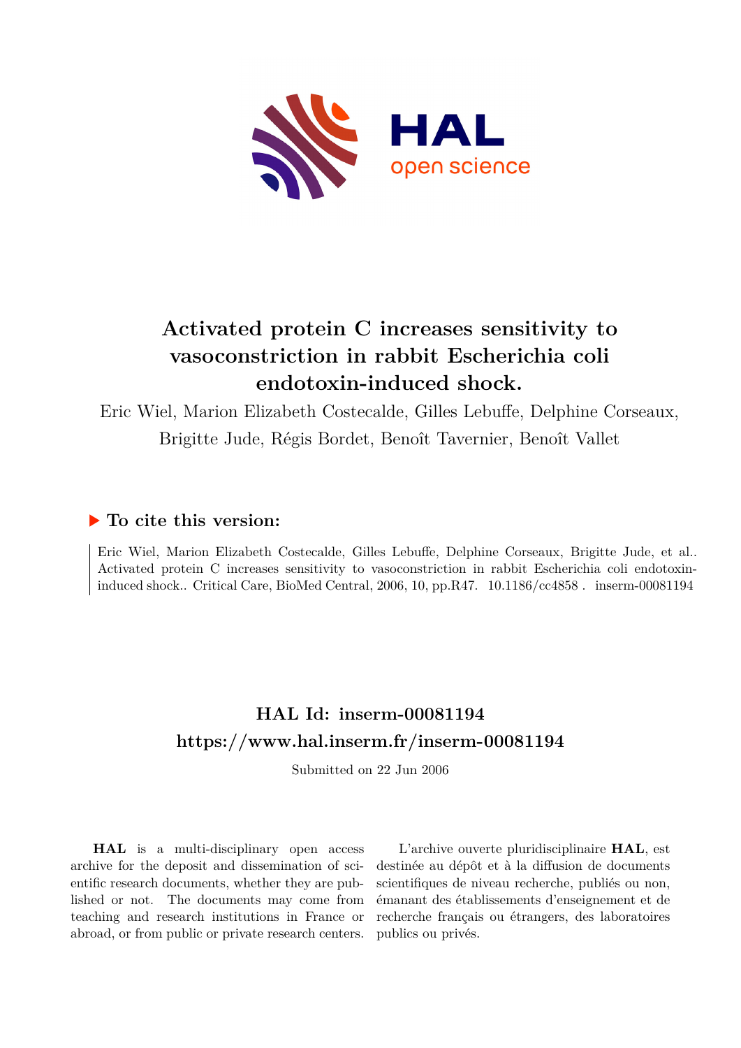# Activated protein C increases sensitivity to vasoconstriction in rabbit Escherichia coli endotoxin-induced shock.

Eric Wiel, Marion Elizabeth Costecalde, Gilles Lebuffe, Delphine Corseaux, Brigitte Jude, Régis Bordet, Benoît Tavernier, Benoît Vallet

## ▶ To cite this version:

Eric Wiel, Marion Elizabeth Costecalde, Gilles Lebuffe, Delphine Corseaux, Brigitte Jude, et al.. Activated protein C increases sensitivity to vasoconstriction in rabbit Escherichia coli endotoxin-induced shock.. Critical Care, BioMed Central, 2006, 10, pp.R47. 10.1186/cc4858 . inserm-00081194

## HAL Id: inserm-00081194

## https://www.hal.inserm.fr/inserm-00081194

Submitted on 22 Jun 2006

**HAL** is a multi-disciplinary open access archive for the deposit and dissemination of scientific research documents, whether they are published or not. The documents may come from teaching and research institutions in France or abroad, or from public or private research centers.

L'archive ouverte pluridisciplinaire **HAL**, est destinée au dépôt et à la diffusion de documents scientifiques de niveau recherche, publiés ou non, émanant des établissements d'enseignement et de recherche français ou étrangers, des laboratoires publics ou privés.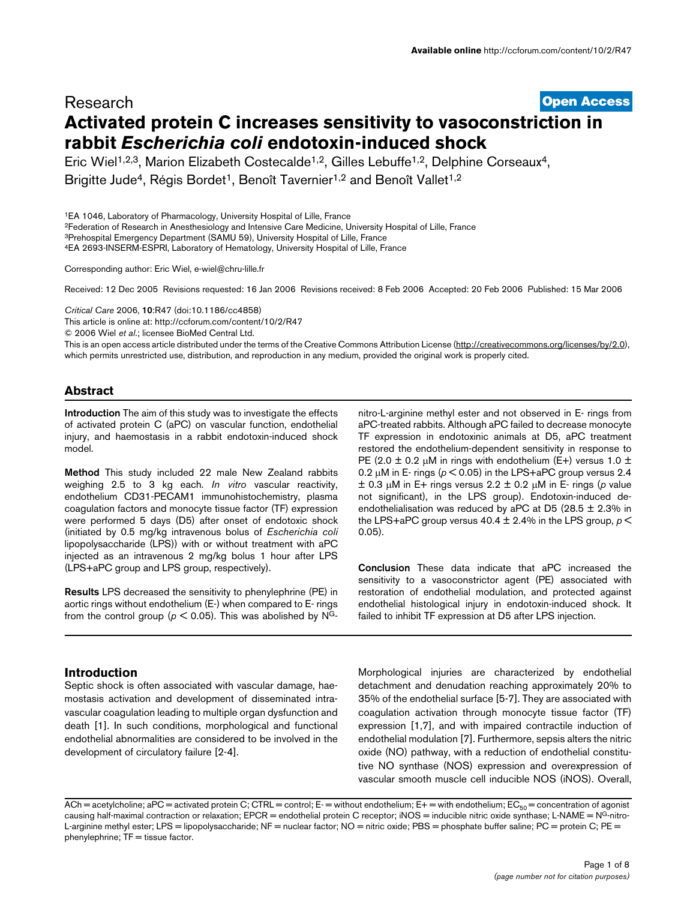Research **Open Access**

# Activated protein C increases sensitivity to vasoconstriction in rabbit *Escherichia coli* endotoxin-induced shock

Eric Wiel[1,2,3], Marion Elizabeth Costecalde[1,2], Gilles Lebuffe[1,2], Delphine Corseaux[4], Brigitte Jude[4], Régis Bordet[1], Benoît Tavernier[1,2] and Benoît Vallet[1,2]

[1]EA 1046, Laboratory of Pharmacology, University Hospital of Lille, France
[2]Federation of Research in Anesthesiology and Intensive Care Medicine, University Hospital of Lille, France
[3]Prehospital Emergency Department (SAMU 59), University Hospital of Lille, France
[4]EA 2693-INSERM-ESPRI, Laboratory of Hematology, University Hospital of Lille, France

Corresponding author: Eric Wiel, e-wiel@chru-lille.fr

Received: 12 Dec 2005 Revisions requested: 16 Jan 2006 Revisions received: 8 Feb 2006 Accepted: 20 Feb 2006 Published: 15 Mar 2006

*Critical Care* 2006, **10**:R47 (doi:10.1186/cc4858)
This article is online at: http://ccforum.com/content/10/2/R47
© 2006 Wiel *et al*.; licensee BioMed Central Ltd.
This is an open access article distributed under the terms of the Creative Commons Attribution License (http://creativecommons.org/licenses/by/2.0), which permits unrestricted use, distribution, and reproduction in any medium, provided the original work is properly cited.

## Abstract

**Introduction** The aim of this study was to investigate the effects of activated protein C (aPC) on vascular function, endothelial injury, and haemostasis in a rabbit endotoxin-induced shock model.

**Method** This study included 22 male New Zealand rabbits weighing 2.5 to 3 kg each. *In vitro* vascular reactivity, endothelium CD31-PECAM1 immunohistochemistry, plasma coagulation factors and monocyte tissue factor (TF) expression were performed 5 days (D5) after onset of endotoxic shock (initiated by 0.5 mg/kg intravenous bolus of *Escherichia coli* lipopolysaccharide (LPS)) with or without treatment with aPC injected as an intravenous 2 mg/kg bolus 1 hour after LPS (LPS+aPC group and LPS group, respectively).

**Results** LPS decreased the sensitivity to phenylephrine (PE) in aortic rings without endothelium (E-) when compared to E- rings from the control group ($p < 0.05$). This was abolished by N$^G$-nitro-L-arginine methyl ester and not observed in E- rings from aPC-treated rabbits. Although aPC failed to decrease monocyte TF expression in endotoxinic animals at D5, aPC treatment restored the endothelium-dependent sensitivity in response to PE (2.0 ± 0.2 μM in rings with endothelium (E+) versus 1.0 ± 0.2 μM in E- rings ($p < 0.05$) in the LPS+aPC group versus 2.4 ± 0.3 μM in E+ rings versus 2.2 ± 0.2 μM in E- rings ($p$ value not significant), in the LPS group). Endotoxin-induced de-endothelialisation was reduced by aPC at D5 (28.5 ± 2.3% in the LPS+aPC group versus 40.4 ± 2.4% in the LPS group, $p < 0.05$).

**Conclusion** These data indicate that aPC increased the sensitivity to a vasoconstrictor agent (PE) associated with restoration of endothelial modulation, and protected against endothelial histological injury in endotoxin-induced shock. It failed to inhibit TF expression at D5 after LPS injection.

## Introduction

Septic shock is often associated with vascular damage, haemostasis activation and development of disseminated intravascular coagulation leading to multiple organ dysfunction and death [1]. In such conditions, morphological and functional endothelial abnormalities are considered to be involved in the development of circulatory failure [2-4].

Morphological injuries are characterized by endothelial detachment and denudation reaching approximately 20% to 35% of the endothelial surface [5-7]. They are associated with coagulation activation through monocyte tissue factor (TF) expression [1,7], and with impaired contractile induction of endothelial modulation [7]. Furthermore, sepsis alters the nitric oxide (NO) pathway, with a reduction of endothelial constitutive NO synthase (NOS) expression and overexpression of vascular smooth muscle cell inducible NOS (iNOS). Overall,

ACh = acetylcholine; aPC = activated protein C; CTRL = control; E- = without endothelium; E+ = with endothelium; $EC_{50}$ = concentration of agonist causing half-maximal contraction or relaxation; EPCR = endothelial protein C receptor; iNOS = inducible nitric oxide synthase; L-NAME = N$^G$-nitro-L-arginine methyl ester; LPS = lipopolysaccharide; NF = nuclear factor; NO = nitric oxide; PBS = phosphate buffer saline; PC = protein C; PE = phenylephrine; TF = tissue factor.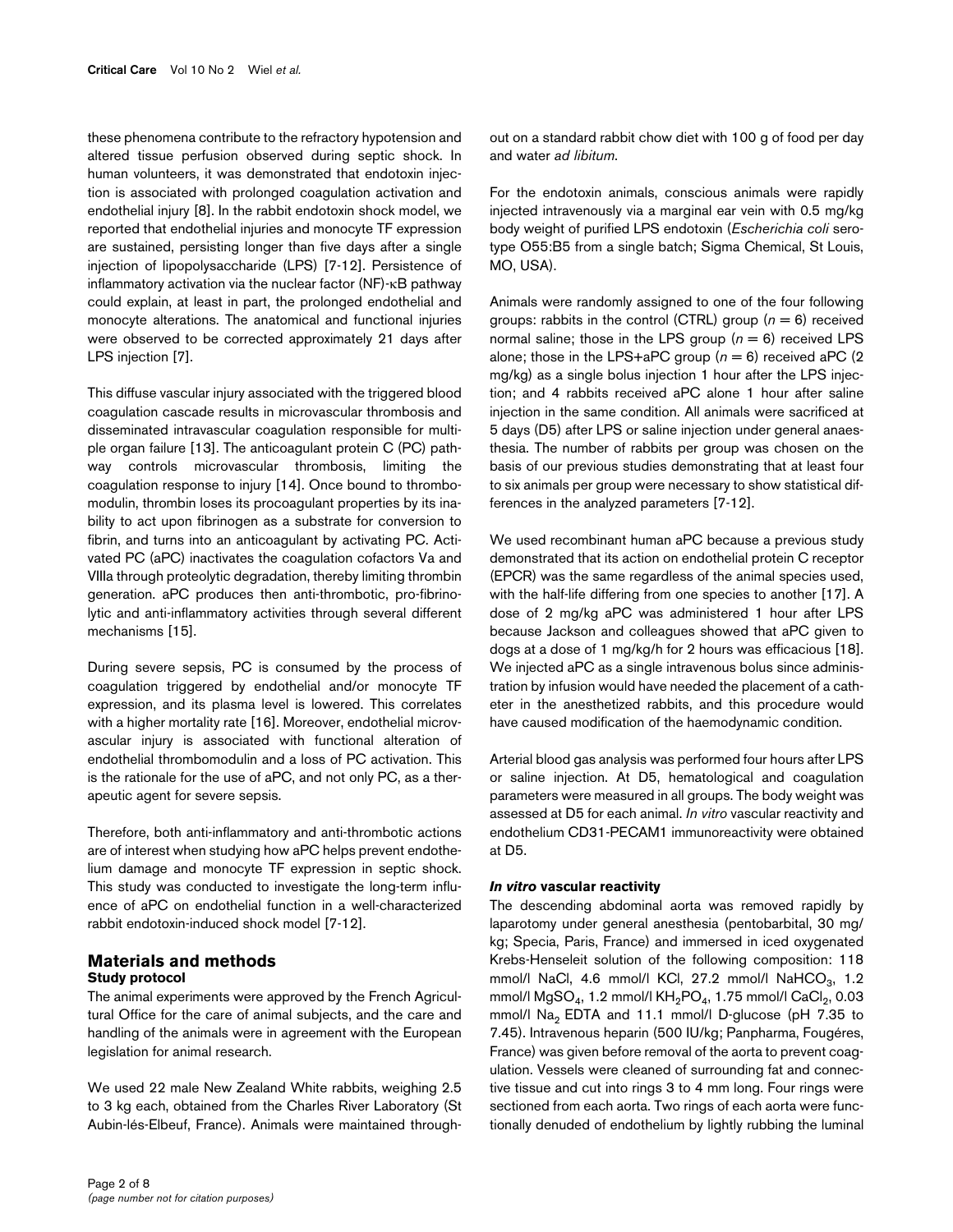these phenomena contribute to the refractory hypotension and altered tissue perfusion observed during septic shock. In human volunteers, it was demonstrated that endotoxin injection is associated with prolonged coagulation activation and endothelial injury [8]. In the rabbit endotoxin shock model, we reported that endothelial injuries and monocyte TF expression are sustained, persisting longer than five days after a single injection of lipopolysaccharide (LPS) [7-12]. Persistence of inflammatory activation via the nuclear factor (NF)-κB pathway could explain, at least in part, the prolonged endothelial and monocyte alterations. The anatomical and functional injuries were observed to be corrected approximately 21 days after LPS injection [7].

This diffuse vascular injury associated with the triggered blood coagulation cascade results in microvascular thrombosis and disseminated intravascular coagulation responsible for multiple organ failure [13]. The anticoagulant protein C (PC) pathway controls microvascular thrombosis, limiting the coagulation response to injury [14]. Once bound to thrombomodulin, thrombin loses its procoagulant properties by its inability to act upon fibrinogen as a substrate for conversion to fibrin, and turns into an anticoagulant by activating PC. Activated PC (aPC) inactivates the coagulation cofactors Va and VIIIa through proteolytic degradation, thereby limiting thrombin generation. aPC produces then anti-thrombotic, pro-fibrinolytic and anti-inflammatory activities through several different mechanisms [15].

During severe sepsis, PC is consumed by the process of coagulation triggered by endothelial and/or monocyte TF expression, and its plasma level is lowered. This correlates with a higher mortality rate [16]. Moreover, endothelial microvascular injury is associated with functional alteration of endothelial thrombomodulin and a loss of PC activation. This is the rationale for the use of aPC, and not only PC, as a therapeutic agent for severe sepsis.

Therefore, both anti-inflammatory and anti-thrombotic actions are of interest when studying how aPC helps prevent endothelium damage and monocyte TF expression in septic shock. This study was conducted to investigate the long-term influence of aPC on endothelial function in a well-characterized rabbit endotoxin-induced shock model [7-12].

## Materials and methods

### Study protocol

The animal experiments were approved by the French Agricultural Office for the care of animal subjects, and the care and handling of the animals were in agreement with the European legislation for animal research.

We used 22 male New Zealand White rabbits, weighing 2.5 to 3 kg each, obtained from the Charles River Laboratory (St Aubin-lés-Elbeuf, France). Animals were maintained throughout on a standard rabbit chow diet with 100 g of food per day and water *ad libitum*.

For the endotoxin animals, conscious animals were rapidly injected intravenously via a marginal ear vein with 0.5 mg/kg body weight of purified LPS endotoxin (*Escherichia coli* serotype O55:B5 from a single batch; Sigma Chemical, St Louis, MO, USA).

Animals were randomly assigned to one of the four following groups: rabbits in the control (CTRL) group ($n = 6$) received normal saline; those in the LPS group ($n = 6$) received LPS alone; those in the LPS+aPC group ($n = 6$) received aPC (2 mg/kg) as a single bolus injection 1 hour after the LPS injection; and 4 rabbits received aPC alone 1 hour after saline injection in the same condition. All animals were sacrificed at 5 days (D5) after LPS or saline injection under general anaesthesia. The number of rabbits per group was chosen on the basis of our previous studies demonstrating that at least four to six animals per group were necessary to show statistical differences in the analyzed parameters [7-12].

We used recombinant human aPC because a previous study demonstrated that its action on endothelial protein C receptor (EPCR) was the same regardless of the animal species used, with the half-life differing from one species to another [17]. A dose of 2 mg/kg aPC was administered 1 hour after LPS because Jackson and colleagues showed that aPC given to dogs at a dose of 1 mg/kg/h for 2 hours was efficacious [18]. We injected aPC as a single intravenous bolus since administration by infusion would have needed the placement of a catheter in the anesthetized rabbits, and this procedure would have caused modification of the haemodynamic condition.

Arterial blood gas analysis was performed four hours after LPS or saline injection. At D5, hematological and coagulation parameters were measured in all groups. The body weight was assessed at D5 for each animal. *In vitro* vascular reactivity and endothelium CD31-PECAM1 immunoreactivity were obtained at D5.

### *In vitro* vascular reactivity

The descending abdominal aorta was removed rapidly by laparotomy under general anesthesia (pentobarbital, 30 mg/kg; Specia, Paris, France) and immersed in iced oxygenated Krebs-Henseleit solution of the following composition: 118 mmol/l NaCl, 4.6 mmol/l KCl, 27.2 mmol/l $NaHCO_3$, 1.2 mmol/l $MgSO_4$, 1.2 mmol/l $KH_2PO_4$, 1.75 mmol/l $CaCl_2$, 0.03 mmol/l $Na_2$ EDTA and 11.1 mmol/l D-glucose (pH 7.35 to 7.45). Intravenous heparin (500 IU/kg; Panpharma, Fougéres, France) was given before removal of the aorta to prevent coagulation. Vessels were cleaned of surrounding fat and connective tissue and cut into rings 3 to 4 mm long. Four rings were sectioned from each aorta. Two rings of each aorta were functionally denuded of endothelium by lightly rubbing the luminal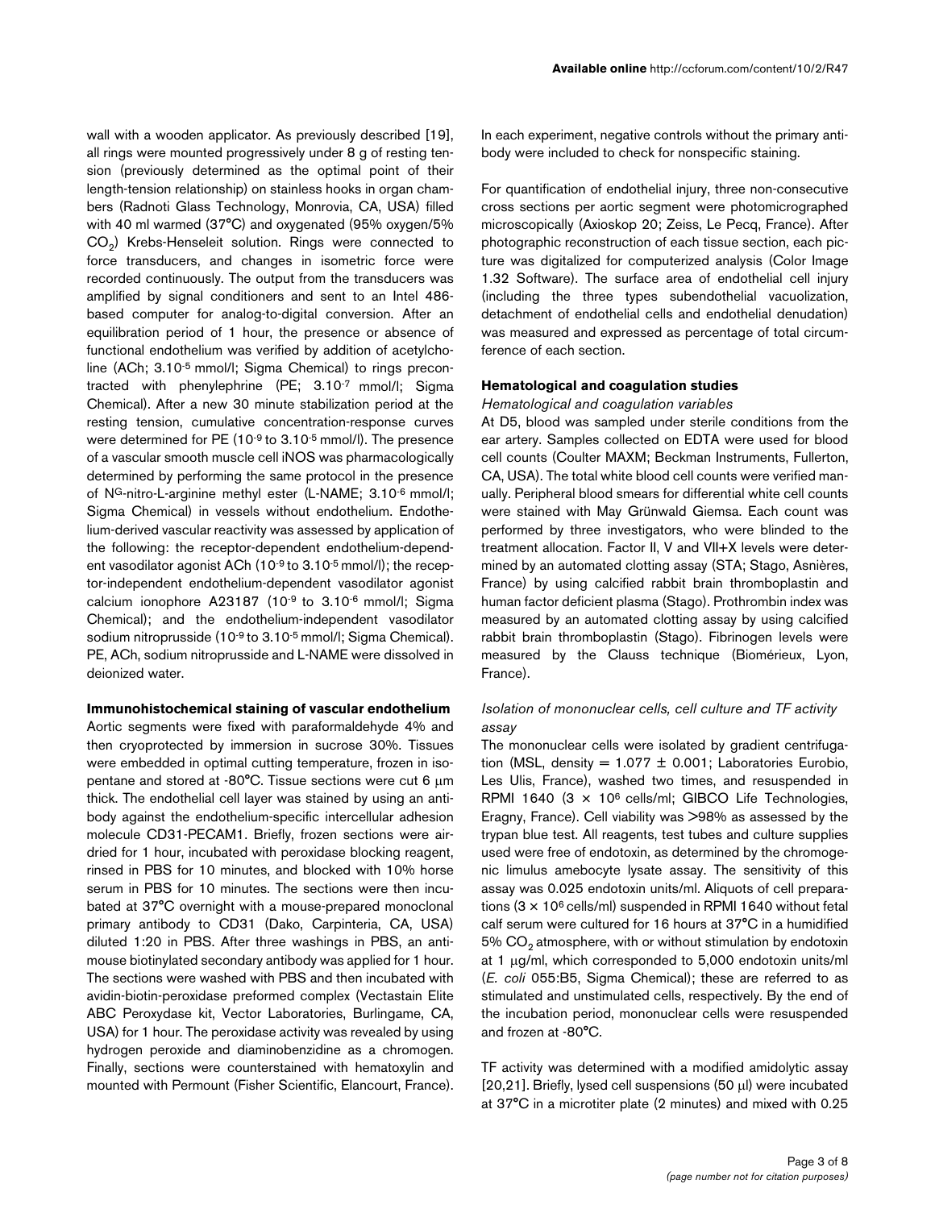wall with a wooden applicator. As previously described [19], all rings were mounted progressively under 8 g of resting tension (previously determined as the optimal point of their length-tension relationship) on stainless hooks in organ chambers (Radnoti Glass Technology, Monrovia, CA, USA) filled with 40 ml warmed (37°C) and oxygenated (95% oxygen/5% $CO_2$) Krebs-Henseleit solution. Rings were connected to force transducers, and changes in isometric force were recorded continuously. The output from the transducers was amplified by signal conditioners and sent to an Intel 486-based computer for analog-to-digital conversion. After an equilibration period of 1 hour, the presence or absence of functional endothelium was verified by addition of acetylcholine (ACh; $3.10^{-5}$ mmol/l; Sigma Chemical) to rings precontracted with phenylephrine (PE; $3.10^{-7}$ mmol/l; Sigma Chemical). After a new 30 minute stabilization period at the resting tension, cumulative concentration-response curves were determined for PE ($10^{-9}$ to $3.10^{-5}$ mmol/l). The presence of a vascular smooth muscle cell iNOS was pharmacologically determined by performing the same protocol in the presence of $N^G$-nitro-L-arginine methyl ester (L-NAME; $3.10^{-6}$ mmol/l; Sigma Chemical) in vessels without endothelium. Endothelium-derived vascular reactivity was assessed by application of the following: the receptor-dependent endothelium-dependent vasodilator agonist ACh ($10^{-9}$ to $3.10^{-5}$ mmol/l); the receptor-independent endothelium-dependent vasodilator agonist calcium ionophore A23187 ($10^{-9}$ to $3.10^{-6}$ mmol/l; Sigma Chemical); and the endothelium-independent vasodilator sodium nitroprusside ($10^{-9}$ to $3.10^{-5}$ mmol/l; Sigma Chemical). PE, ACh, sodium nitroprusside and L-NAME were dissolved in deionized water.

**Immunohistochemical staining of vascular endothelium**

Aortic segments were fixed with paraformaldehyde 4% and then cryoprotected by immersion in sucrose 30%. Tissues were embedded in optimal cutting temperature, frozen in isopentane and stored at -80°C. Tissue sections were cut 6 μm thick. The endothelial cell layer was stained by using an antibody against the endothelium-specific intercellular adhesion molecule CD31-PECAM1. Briefly, frozen sections were air-dried for 1 hour, incubated with peroxidase blocking reagent, rinsed in PBS for 10 minutes, and blocked with 10% horse serum in PBS for 10 minutes. The sections were then incubated at 37°C overnight with a mouse-prepared monoclonal primary antibody to CD31 (Dako, Carpinteria, CA, USA) diluted 1:20 in PBS. After three washings in PBS, an anti-mouse biotinylated secondary antibody was applied for 1 hour. The sections were washed with PBS and then incubated with avidin-biotin-peroxidase preformed complex (Vectastain Elite ABC Peroxydase kit, Vector Laboratories, Burlingame, CA, USA) for 1 hour. The peroxidase activity was revealed by using hydrogen peroxide and diaminobenzidine as a chromogen. Finally, sections were counterstained with hematoxylin and mounted with Permount (Fisher Scientific, Elancourt, France). In each experiment, negative controls without the primary antibody were included to check for nonspecific staining.

For quantification of endothelial injury, three non-consecutive cross sections per aortic segment were photomicrographed microscopically (Axioskop 20; Zeiss, Le Pecq, France). After photographic reconstruction of each tissue section, each picture was digitalized for computerized analysis (Color Image 1.32 Software). The surface area of endothelial cell injury (including the three types subendothelial vacuolization, detachment of endothelial cells and endothelial denudation) was measured and expressed as percentage of total circumference of each section.

**Hematological and coagulation studies**

*Hematological and coagulation variables*

At D5, blood was sampled under sterile conditions from the ear artery. Samples collected on EDTA were used for blood cell counts (Coulter MAXM; Beckman Instruments, Fullerton, CA, USA). The total white blood cell counts were verified manually. Peripheral blood smears for differential white cell counts were stained with May Grünwald Giemsa. Each count was performed by three investigators, who were blinded to the treatment allocation. Factor II, V and VII+X levels were determined by an automated clotting assay (STA; Stago, Asnières, France) by using calcified rabbit brain thromboplastin and human factor deficient plasma (Stago). Prothrombin index was measured by an automated clotting assay by using calcified rabbit brain thromboplastin (Stago). Fibrinogen levels were measured by the Clauss technique (Biomérieux, Lyon, France).

*Isolation of mononuclear cells, cell culture and TF activity assay*

The mononuclear cells were isolated by gradient centrifugation (MSL, density = 1.077 ± 0.001; Laboratories Eurobio, Les Ulis, France), washed two times, and resuspended in RPMI 1640 ($3 \times 10^6$ cells/ml; GIBCO Life Technologies, Eragny, France). Cell viability was >98% as assessed by the trypan blue test. All reagents, test tubes and culture supplies used were free of endotoxin, as determined by the chromogenic limulus amebocyte lysate assay. The sensitivity of this assay was 0.025 endotoxin units/ml. Aliquots of cell preparations ($3 \times 10^6$ cells/ml) suspended in RPMI 1640 without fetal calf serum were cultured for 16 hours at 37°C in a humidified 5% $CO_2$ atmosphere, with or without stimulation by endotoxin at 1 μg/ml, which corresponded to 5,000 endotoxin units/ml (*E. coli* 055:B5, Sigma Chemical); these are referred to as stimulated and unstimulated cells, respectively. By the end of the incubation period, mononuclear cells were resuspended and frozen at -80°C.

TF activity was determined with a modified amidolytic assay [20,21]. Briefly, lysed cell suspensions (50 μl) were incubated at 37°C in a microtiter plate (2 minutes) and mixed with 0.25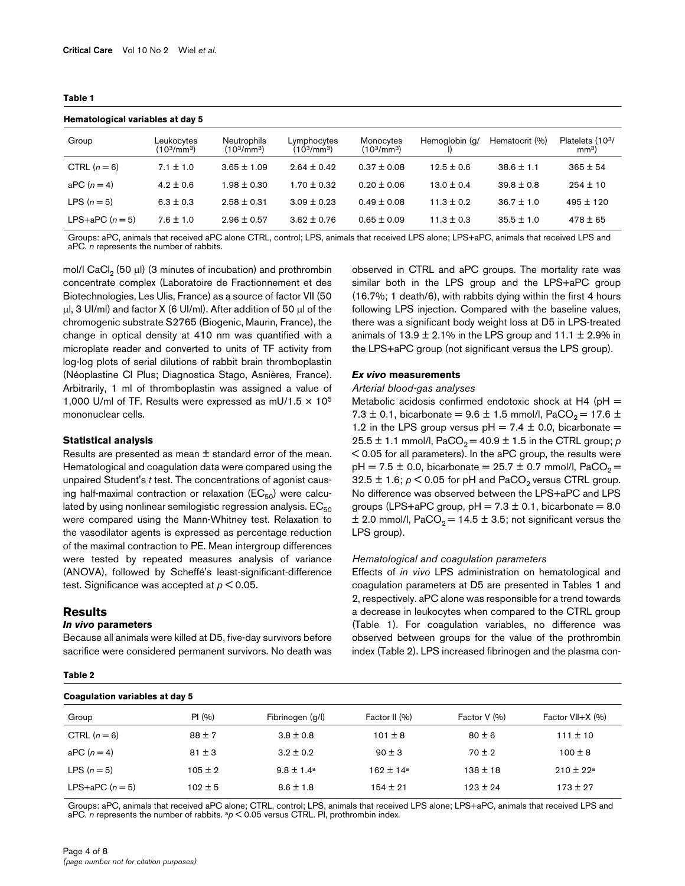**Table 1**

**Hematological variables at day 5**

| Group | Leukocytes ($10^3$/mm$^3$) | Neutrophils ($10^3$/mm$^3$) | Lymphocytes ($10^3$/mm$^3$) | Monocytes ($10^3$/mm$^3$) | Hemoglobin (g/l) | Hematocrit (%) | Platelets ($10^3$/mm$^3$) |
|---|---|---|---|---|---|---|---|
| CTRL (*n* = 6) | 7.1 ± 1.0 | 3.65 ± 1.09 | 2.64 ± 0.42 | 0.37 ± 0.08 | 12.5 ± 0.6 | 38.6 ± 1.1 | 365 ± 54 |
| aPC (*n* = 4) | 4.2 ± 0.6 | 1.98 ± 0.30 | 1.70 ± 0.32 | 0.20 ± 0.06 | 13.0 ± 0.4 | 39.8 ± 0.8 | 254 ± 10 |
| LPS (*n* = 5) | 6.3 ± 0.3 | 2.58 ± 0.31 | 3.09 ± 0.23 | 0.49 ± 0.08 | 11.3 ± 0.2 | 36.7 ± 1.0 | 495 ± 120 |
| LPS+aPC (*n* = 5) | 7.6 ± 1.0 | 2.96 ± 0.57 | 3.62 ± 0.76 | 0.65 ± 0.09 | 11.3 ± 0.3 | 35.5 ± 1.0 | 478 ± 65 |

Groups: aPC, animals that received aPC alone CTRL, control; LPS, animals that received LPS alone; LPS+aPC, animals that received LPS and aPC. *n* represents the number of rabbits.

mol/l $CaCl_2$ (50 μl) (3 minutes of incubation) and prothrombin concentrate complex (Laboratoire de Fractionnement et des Biotechnologies, Les Ulis, France) as a source of factor VII (50 μl, 3 UI/ml) and factor X (6 UI/ml). After addition of 50 μl of the chromogenic substrate S2765 (Biogenic, Maurin, France), the change in optical density at 410 nm was quantified with a microplate reader and converted to units of TF activity from log-log plots of serial dilutions of rabbit brain thromboplastin (Néoplastine CI Plus; Diagnostica Stago, Asnières, France). Arbitrarily, 1 ml of thromboplastin was assigned a value of 1,000 U/ml of TF. Results were expressed as mU/1.5 × $10^5$ mononuclear cells.

### Statistical analysis

Results are presented as mean ± standard error of the mean. Hematological and coagulation data were compared using the unpaired Student's *t* test. The concentrations of agonist causing half-maximal contraction or relaxation ($EC_{50}$) were calculated by using nonlinear semilogistic regression analysis. $EC_{50}$ were compared using the Mann-Whitney test. Relaxation to the vasodilator agents is expressed as percentage reduction of the maximal contraction to PE. Mean intergroup differences were tested by repeated measures analysis of variance (ANOVA), followed by Scheffé's least-significant-difference test. Significance was accepted at $p < 0.05$.

## Results

### *In vivo* parameters

Because all animals were killed at D5, five-day survivors before sacrifice were considered permanent survivors. No death was observed in CTRL and aPC groups. The mortality rate was similar both in the LPS group and the LPS+aPC group (16.7%; 1 death/6), with rabbits dying within the first 4 hours following LPS injection. Compared with the baseline values, there was a significant body weight loss at D5 in LPS-treated animals of 13.9 ± 2.1% in the LPS group and 11.1 ± 2.9% in the LPS+aPC group (not significant versus the LPS group).

### *Ex vivo* measurements

#### *Arterial blood-gas analyses*

Metabolic acidosis confirmed endotoxic shock at H4 (pH = 7.3 ± 0.1, bicarbonate = 9.6 ± 1.5 mmol/l, $PaCO_2$ = 17.6 ± 1.2 in the LPS group versus pH = 7.4 ± 0.0, bicarbonate = 25.5 ± 1.1 mmol/l, $PaCO_2$ = 40.9 ± 1.5 in the CTRL group; $p < 0.05$ for all parameters). In the aPC group, the results were pH = 7.5 ± 0.0, bicarbonate = 25.7 ± 0.7 mmol/l, $PaCO_2$ = 32.5 ± 1.6; $p < 0.05$ for pH and $PaCO_2$ versus CTRL group. No difference was observed between the LPS+aPC and LPS groups (LPS+aPC group, pH = 7.3 ± 0.1, bicarbonate = 8.0 ± 2.0 mmol/l, $PaCO_2$ = 14.5 ± 3.5; not significant versus the LPS group).

#### *Hematological and coagulation parameters*

Effects of *in vivo* LPS administration on hematological and coagulation parameters at D5 are presented in Tables 1 and 2, respectively. aPC alone was responsible for a trend towards a decrease in leukocytes when compared to the CTRL group (Table 1). For coagulation variables, no difference was observed between groups for the value of the prothrombin index (Table 2). LPS increased fibrinogen and the plasma con-

**Table 2**

**Coagulation variables at day 5**

| Group | PI (%) | Fibrinogen (g/l) | Factor II (%) | Factor V (%) | Factor VII+X (%) |
|---|---|---|---|---|---|
| CTRL (*n* = 6) | 88 ± 7 | 3.8 ± 0.8 | 101 ± 8 | 80 ± 6 | 111 ± 10 |
| aPC (*n* = 4) | 81 ± 3 | 3.2 ± 0.2 | 90 ± 3 | 70 ± 2 | 100 ± 8 |
| LPS (*n* = 5) | 105 ± 2 | 9.8 ± 1.4[a] | 162 ± 14[a] | 138 ± 18 | 210 ± 22[a] |
| LPS+aPC (*n* = 5) | 102 ± 5 | 8.6 ± 1.8 | 154 ± 21 | 123 ± 24 | 173 ± 27 |

Groups: aPC, animals that received aPC alone; CTRL, control; LPS, animals that received LPS alone; LPS+aPC, animals that received LPS and aPC. *n* represents the number of rabbits. [a]$p < 0.05$ versus CTRL. PI, prothrombin index.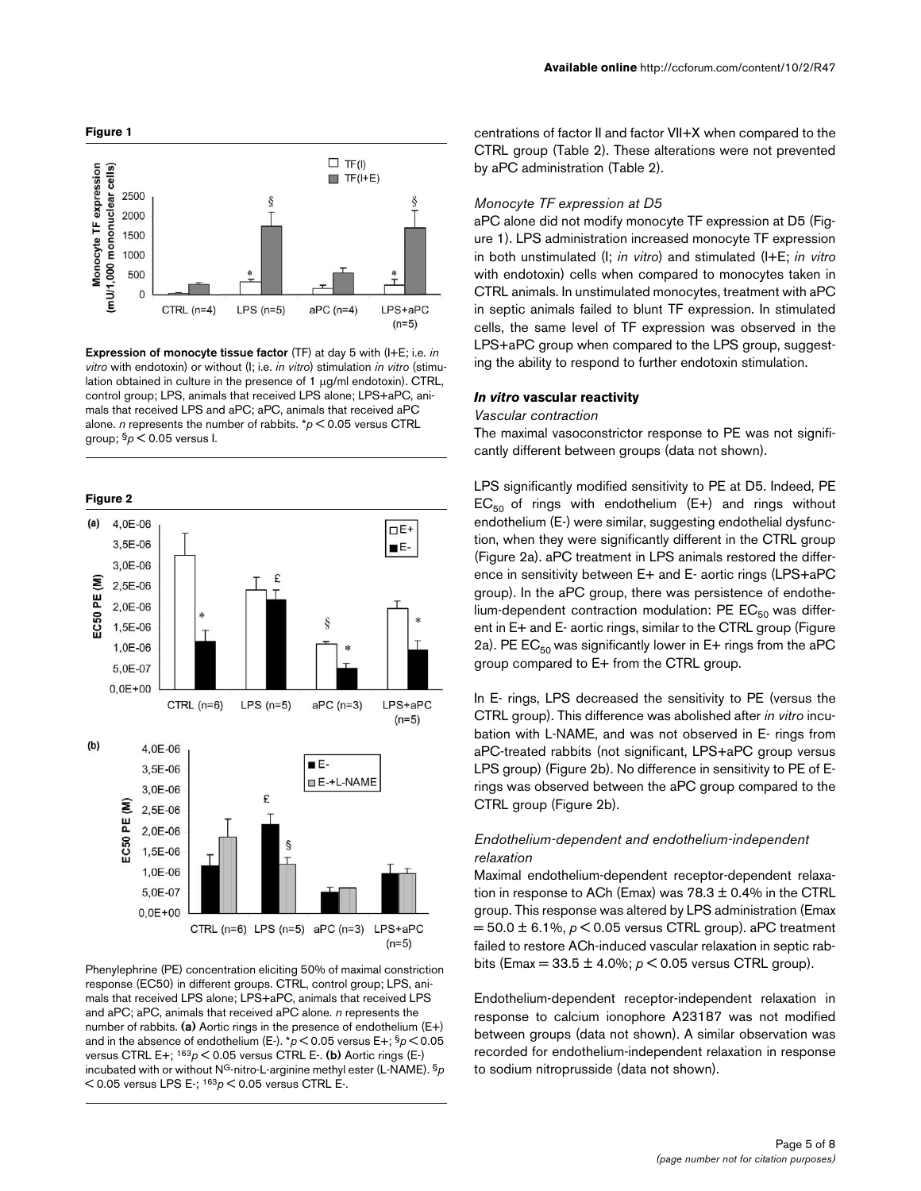**Figure 1**

**Expression of monocyte tissue factor** (TF) at day 5 with (I+E; i.e. *in vitro* with endotoxin) or without (I; i.e. *in vitro*) stimulation *in vitro* (stimulation obtained in culture in the presence of 1 μg/ml endotoxin). CTRL, control group; LPS, animals that received LPS alone; LPS+aPC, animals that received LPS and aPC; aPC, animals that received aPC alone. *n* represents the number of rabbits. \*$p < 0.05$ versus CTRL group; §$p < 0.05$ versus I.

**Figure 2**

Phenylephrine (PE) concentration eliciting 50% of maximal constriction response (EC50) in different groups. CTRL, control group; LPS, animals that received LPS alone; LPS+aPC, animals that received LPS and aPC; aPC, animals that received aPC alone. *n* represents the number of rabbits. **(a)** Aortic rings in the presence of endothelium (E+) and in the absence of endothelium (E-). \*$p < 0.05$ versus E+; §$p < 0.05$ versus CTRL E+; £$p < 0.05$ versus CTRL E-. **(b)** Aortic rings (E-) incubated with or without N[G]-nitro-L-arginine methyl ester (L-NAME). §$p < 0.05$ versus LPS E-; £$p < 0.05$ versus CTRL E-.

centrations of factor II and factor VII+X when compared to the CTRL group (Table 2). These alterations were not prevented by aPC administration (Table 2).

### *Monocyte TF expression at D5*

aPC alone did not modify monocyte TF expression at D5 (Figure 1). LPS administration increased monocyte TF expression in both unstimulated (I; *in vitro*) and stimulated (I+E; *in vitro* with endotoxin) cells when compared to monocytes taken in CTRL animals. In unstimulated monocytes, treatment with aPC in septic animals failed to blunt TF expression. In stimulated cells, the same level of TF expression was observed in the LPS+aPC group when compared to the LPS group, suggesting the ability to respond to further endotoxin stimulation.

## ***In vitro* vascular reactivity**

### *Vascular contraction*

The maximal vasoconstrictor response to PE was not significantly different between groups (data not shown).

LPS significantly modified sensitivity to PE at D5. Indeed, PE $EC_{50}$ of rings with endothelium (E+) and rings without endothelium (E-) were similar, suggesting endothelial dysfunction, when they were significantly different in the CTRL group (Figure 2a). aPC treatment in LPS animals restored the difference in sensitivity between E+ and E- aortic rings (LPS+aPC group). In the aPC group, there was persistence of endothelium-dependent contraction modulation: PE $EC_{50}$ was different in E+ and E- aortic rings, similar to the CTRL group (Figure 2a). PE $EC_{50}$ was significantly lower in E+ rings from the aPC group compared to E+ from the CTRL group.

In E- rings, LPS decreased the sensitivity to PE (versus the CTRL group). This difference was abolished after *in vitro* incubation with L-NAME, and was not observed in E- rings from aPC-treated rabbits (not significant, LPS+aPC group versus LPS group) (Figure 2b). No difference in sensitivity to PE of E- rings was observed between the aPC group compared to the CTRL group (Figure 2b).

### *Endothelium-dependent and endothelium-independent relaxation*

Maximal endothelium-dependent receptor-dependent relaxation in response to ACh (Emax) was 78.3 ± 0.4% in the CTRL group. This response was altered by LPS administration (Emax = 50.0 ± 6.1%, $p < 0.05$ versus CTRL group). aPC treatment failed to restore ACh-induced vascular relaxation in septic rabbits (Emax = 33.5 ± 4.0%; $p < 0.05$ versus CTRL group).

Endothelium-dependent receptor-independent relaxation in response to calcium ionophore A23187 was not modified between groups (data not shown). A similar observation was recorded for endothelium-independent relaxation in response to sodium nitroprusside (data not shown).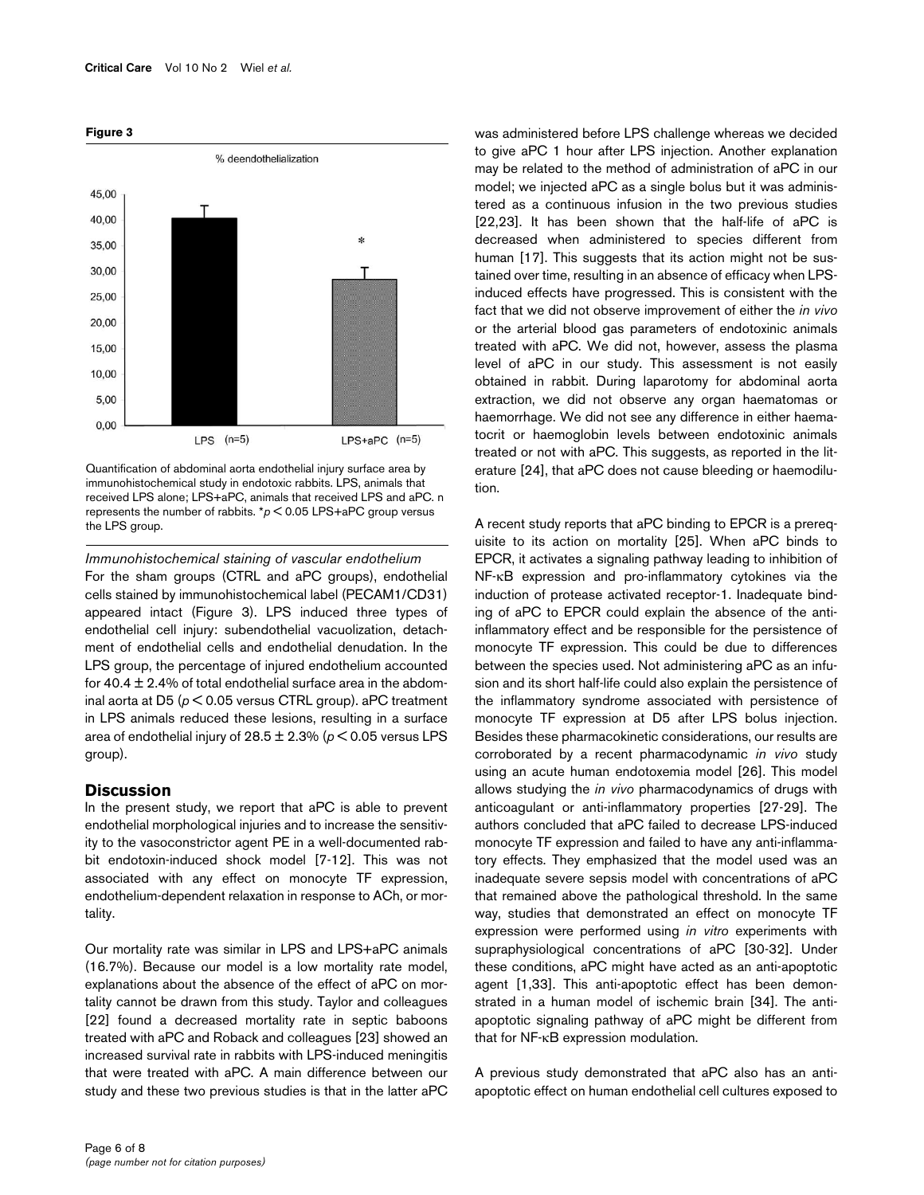**Figure 3**

Quantification of abdominal aorta endothelial injury surface area by immunohistochemical study in endotoxic rabbits. LPS, animals that received LPS alone; LPS+aPC, animals that received LPS and aPC. n represents the number of rabbits. *$p < 0.05$ LPS+aPC group versus the LPS group.

*Immunohistochemical staining of vascular endothelium*

For the sham groups (CTRL and aPC groups), endothelial cells stained by immunohistochemical label (PECAM1/CD31) appeared intact (Figure 3). LPS induced three types of endothelial cell injury: subendothelial vacuolization, detachment of endothelial cells and endothelial denudation. In the LPS group, the percentage of injured endothelium accounted for 40.4 ± 2.4% of total endothelial surface area in the abdominal aorta at D5 ($p < 0.05$ versus CTRL group). aPC treatment in LPS animals reduced these lesions, resulting in a surface area of endothelial injury of 28.5 ± 2.3% ($p < 0.05$ versus LPS group).

## Discussion

In the present study, we report that aPC is able to prevent endothelial morphological injuries and to increase the sensitivity to the vasoconstrictor agent PE in a well-documented rabbit endotoxin-induced shock model [7-12]. This was not associated with any effect on monocyte TF expression, endothelium-dependent relaxation in response to ACh, or mortality.

Our mortality rate was similar in LPS and LPS+aPC animals (16.7%). Because our model is a low mortality rate model, explanations about the absence of the effect of aPC on mortality cannot be drawn from this study. Taylor and colleagues [22] found a decreased mortality rate in septic baboons treated with aPC and Roback and colleagues [23] showed an increased survival rate in rabbits with LPS-induced meningitis that were treated with aPC. A main difference between our study and these two previous studies is that in the latter aPC was administered before LPS challenge whereas we decided to give aPC 1 hour after LPS injection. Another explanation may be related to the method of administration of aPC in our model; we injected aPC as a single bolus but it was administered as a continuous infusion in the two previous studies [22,23]. It has been shown that the half-life of aPC is decreased when administered to species different from human [17]. This suggests that its action might not be sustained over time, resulting in an absence of efficacy when LPS-induced effects have progressed. This is consistent with the fact that we did not observe improvement of either the *in vivo* or the arterial blood gas parameters of endotoxinic animals treated with aPC. We did not, however, assess the plasma level of aPC in our study. This assessment is not easily obtained in rabbit. During laparotomy for abdominal aorta extraction, we did not observe any organ haematomas or haemorrhage. We did not see any difference in either haematocrit or haemoglobin levels between endotoxinic animals treated or not with aPC. This suggests, as reported in the literature [24], that aPC does not cause bleeding or haemodilution.

A recent study reports that aPC binding to EPCR is a prerequisite to its action on mortality [25]. When aPC binds to EPCR, it activates a signaling pathway leading to inhibition of NF-κB expression and pro-inflammatory cytokines via the induction of protease activated receptor-1. Inadequate binding of aPC to EPCR could explain the absence of the anti-inflammatory effect and be responsible for the persistence of monocyte TF expression. This could be due to differences between the species used. Not administering aPC as an infusion and its short half-life could also explain the persistence of the inflammatory syndrome associated with persistence of monocyte TF expression at D5 after LPS bolus injection. Besides these pharmacokinetic considerations, our results are corroborated by a recent pharmacodynamic *in vivo* study using an acute human endotoxemia model [26]. This model allows studying the *in vivo* pharmacodynamics of drugs with anticoagulant or anti-inflammatory properties [27-29]. The authors concluded that aPC failed to decrease LPS-induced monocyte TF expression and failed to have any anti-inflammatory effects. They emphasized that the model used was an inadequate severe sepsis model with concentrations of aPC that remained above the pathological threshold. In the same way, studies that demonstrated an effect on monocyte TF expression were performed using *in vitro* experiments with supraphysiological concentrations of aPC [30-32]. Under these conditions, aPC might have acted as an anti-apoptotic agent [1,33]. This anti-apoptotic effect has been demonstrated in a human model of ischemic brain [34]. The anti-apoptotic signaling pathway of aPC might be different from that for NF-κB expression modulation.

A previous study demonstrated that aPC also has an anti-apoptotic effect on human endothelial cell cultures exposed to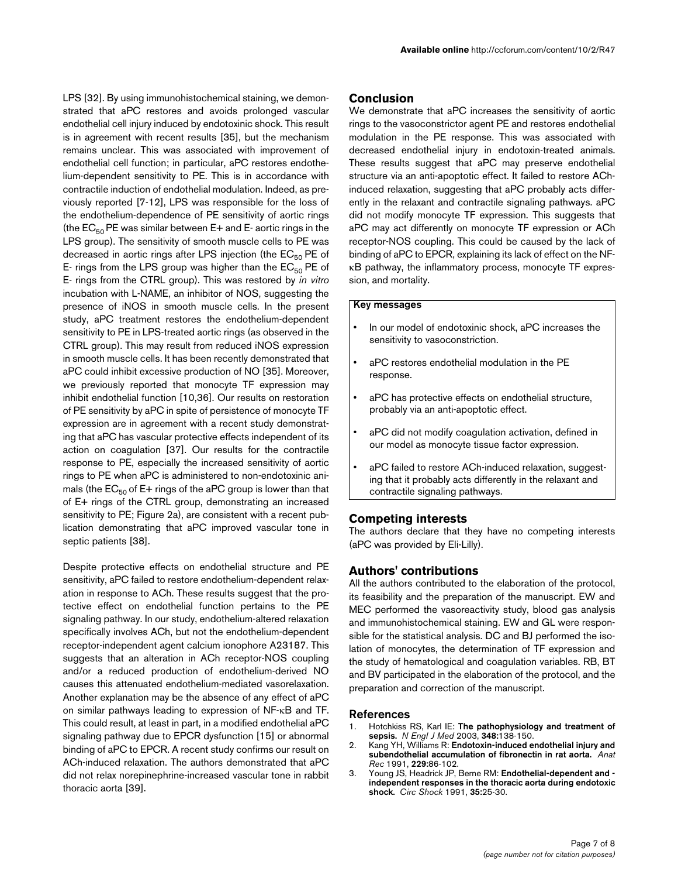LPS [32]. By using immunohistochemical staining, we demonstrated that aPC restores and avoids prolonged vascular endothelial cell injury induced by endotoxinic shock. This result is in agreement with recent results [35], but the mechanism remains unclear. This was associated with improvement of endothelial cell function; in particular, aPC restores endothelium-dependent sensitivity to PE. This is in accordance with contractile induction of endothelial modulation. Indeed, as previously reported [7-12], LPS was responsible for the loss of the endothelium-dependence of PE sensitivity of aortic rings (the $EC_{50}$ PE was similar between E+ and E- aortic rings in the LPS group). The sensitivity of smooth muscle cells to PE was decreased in aortic rings after LPS injection (the $EC_{50}$ PE of E- rings from the LPS group was higher than the $EC_{50}$ PE of E- rings from the CTRL group). This was restored by *in vitro* incubation with L-NAME, an inhibitor of NOS, suggesting the presence of iNOS in smooth muscle cells. In the present study, aPC treatment restores the endothelium-dependent sensitivity to PE in LPS-treated aortic rings (as observed in the CTRL group). This may result from reduced iNOS expression in smooth muscle cells. It has been recently demonstrated that aPC could inhibit excessive production of NO [35]. Moreover, we previously reported that monocyte TF expression may inhibit endothelial function [10,36]. Our results on restoration of PE sensitivity by aPC in spite of persistence of monocyte TF expression are in agreement with a recent study demonstrating that aPC has vascular protective effects independent of its action on coagulation [37]. Our results for the contractile response to PE, especially the increased sensitivity of aortic rings to PE when aPC is administered to non-endotoxinic animals (the $EC_{50}$ of E+ rings of the aPC group is lower than that of E+ rings of the CTRL group, demonstrating an increased sensitivity to PE; Figure 2a), are consistent with a recent publication demonstrating that aPC improved vascular tone in septic patients [38].

Despite protective effects on endothelial structure and PE sensitivity, aPC failed to restore endothelium-dependent relaxation in response to ACh. These results suggest that the protective effect on endothelial function pertains to the PE signaling pathway. In our study, endothelium-altered relaxation specifically involves ACh, but not the endothelium-dependent receptor-independent agent calcium ionophore A23187. This suggests that an alteration in ACh receptor-NOS coupling and/or a reduced production of endothelium-derived NO causes this attenuated endothelium-mediated vasorelaxation. Another explanation may be the absence of any effect of aPC on similar pathways leading to expression of NF-κB and TF. This could result, at least in part, in a modified endothelial aPC signaling pathway due to EPCR dysfunction [15] or abnormal binding of aPC to EPCR. A recent study confirms our result on ACh-induced relaxation. The authors demonstrated that aPC did not relax norepinephrine-increased vascular tone in rabbit thoracic aorta [39].

## Conclusion

We demonstrate that aPC increases the sensitivity of aortic rings to the vasoconstrictor agent PE and restores endothelial modulation in the PE response. This was associated with decreased endothelial injury in endotoxin-treated animals. These results suggest that aPC may preserve endothelial structure via an anti-apoptotic effect. It failed to restore ACh-induced relaxation, suggesting that aPC probably acts differently in the relaxant and contractile signaling pathways. aPC did not modify monocyte TF expression. This suggests that aPC may act differently on monocyte TF expression or ACh receptor-NOS coupling. This could be caused by the lack of binding of aPC to EPCR, explaining its lack of effect on the NF-κB pathway, the inflammatory process, monocyte TF expression, and mortality.

**Key messages**

- In our model of endotoxinic shock, aPC increases the sensitivity to vasoconstriction.
- aPC restores endothelial modulation in the PE response.
- aPC has protective effects on endothelial structure, probably via an anti-apoptotic effect.
- aPC did not modify coagulation activation, defined in our model as monocyte tissue factor expression.
- aPC failed to restore ACh-induced relaxation, suggesting that it probably acts differently in the relaxant and contractile signaling pathways.

## Competing interests

The authors declare that they have no competing interests (aPC was provided by Eli-Lilly).

## Authors' contributions

All the authors contributed to the elaboration of the protocol, its feasibility and the preparation of the manuscript. EW and MEC performed the vasoreactivity study, blood gas analysis and immunohistochemical staining. EW and GL were responsible for the statistical analysis. DC and BJ performed the isolation of monocytes, the determination of TF expression and the study of hematological and coagulation variables. RB, BT and BV participated in the elaboration of the protocol, and the preparation and correction of the manuscript.

## References

1. Hotchkiss RS, Karl IE: **The pathophysiology and treatment of sepsis.** *N Engl J Med* 2003, **348:**138-150.
2. Kang YH, Williams R: **Endotoxin-induced endothelial injury and subendothelial accumulation of fibronectin in rat aorta.** *Anat Rec* 1991, **229:**86-102.
3. Young JS, Headrick JP, Berne RM: **Endothelial-dependent and -independent responses in the thoracic aorta during endotoxic shock.** *Circ Shock* 1991, **35:**25-30.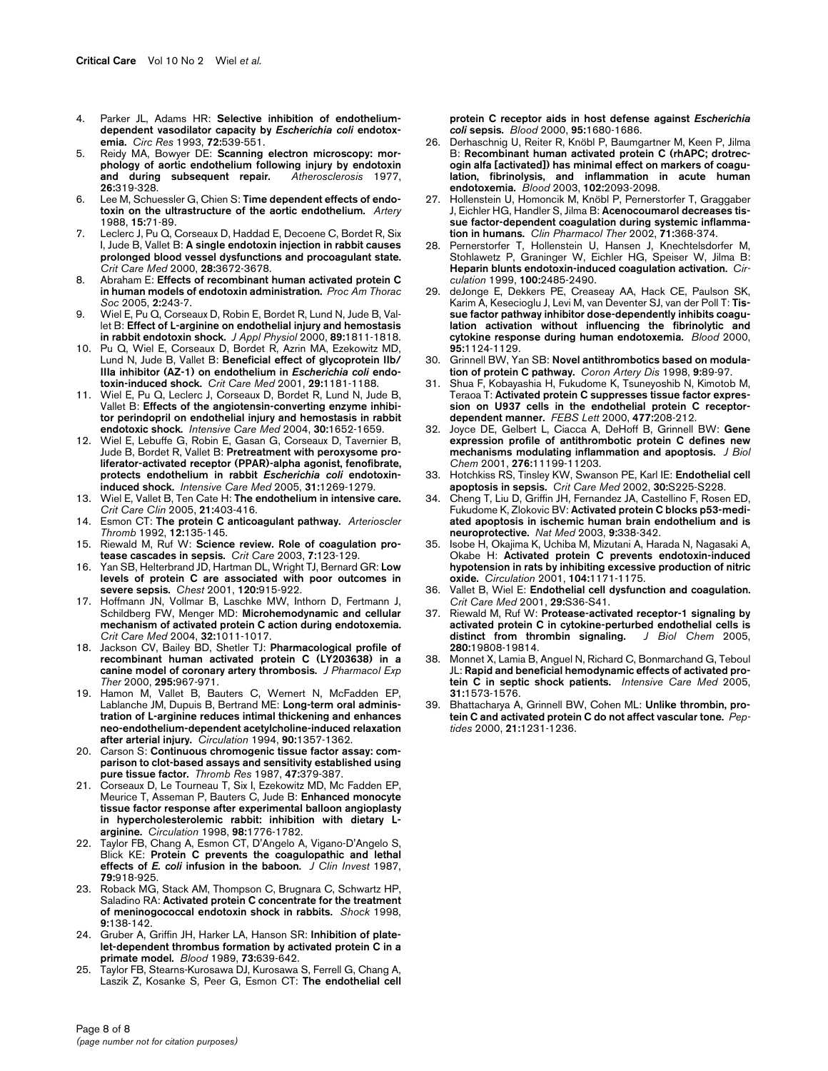4. Parker JL, Adams HR: **Selective inhibition of endothelium-dependent vasodilator capacity by *Escherichia coli* endotoxemia.** *Circ Res* 1993, **72:**539-551.
5. Reidy MA, Bowyer DE: **Scanning electron microscopy: morphology of aortic endothelium following injury by endotoxin and during subsequent repair.** *Atherosclerosis* 1977, **26:**319-328.
6. Lee M, Schuessler G, Chien S: **Time dependent effects of endotoxin on the ultrastructure of the aortic endothelium.** *Artery* 1988, **15:**71-89.
7. Leclerc J, Pu Q, Corseaux D, Haddad E, Decoene C, Bordet R, Six I, Jude B, Vallet B: **A single endotoxin injection in rabbit causes prolonged blood vessel dysfunctions and procoagulant state.** *Crit Care Med* 2000, **28:**3672-3678.
8. Abraham E: **Effects of recombinant human activated protein C in human models of endotoxin administration.** *Proc Am Thorac Soc* 2005, **2:**243-7.
9. Wiel E, Pu Q, Corseaux D, Robin E, Bordet R, Lund N, Jude B, Vallet B: **Effect of L-arginine on endothelial injury and hemostasis in rabbit endotoxin shock.** *J Appl Physiol* 2000, **89:**1811-1818.
10. Pu Q, Wiel E, Corseaux D, Bordet R, Azrin MA, Ezekowitz MD, Lund N, Jude B, Vallet B: **Beneficial effect of glycoprotein IIb/IIIa inhibitor (AZ-1) on endothelium in *Escherichia coli* endotoxin-induced shock.** *Crit Care Med* 2001, **29:**1181-1188.
11. Wiel E, Pu Q, Leclerc J, Corseaux D, Bordet R, Lund N, Jude B, Vallet B: **Effects of the angiotensin-converting enzyme inhibitor perindopril on endothelial injury and hemostasis in rabbit endotoxic shock.** *Intensive Care Med* 2004, **30:**1652-1659.
12. Wiel E, Lebuffe G, Robin E, Gasan G, Corseaux D, Tavernier B, Jude B, Bordet R, Vallet B: **Pretreatment with peroxysome proliferator-activated receptor (PPAR)-alpha agonist, fenofibrate, protects endothelium in rabbit *Escherichia coli* endotoxin-induced shock.** *Intensive Care Med* 2005, **31:**1269-1279.
13. Wiel E, Vallet B, Ten Cate H: **The endothelium in intensive care.** *Crit Care Clin* 2005, **21:**403-416.
14. Esmon CT: **The protein C anticoagulant pathway.** *Arterioscler Thromb* 1992, **12:**135-145.
15. Riewald M, Ruf W: **Science review. Role of coagulation protease cascades in sepsis.** *Crit Care* 2003, **7:**123-129.
16. Yan SB, Helterbrand JD, Hartman DL, Wright TJ, Bernard GR: **Low levels of protein C are associated with poor outcomes in severe sepsis.** *Chest* 2001, **120:**915-922.
17. Hoffmann JN, Vollmar B, Laschke MW, Inthorn D, Fertmann J, Schildberg FW, Menger MD: **Microhemodynamic and cellular mechanism of activated protein C action during endotoxemia.** *Crit Care Med* 2004, **32:**1011-1017.
18. Jackson CV, Bailey BD, Shetler TJ: **Pharmacological profile of recombinant human activated protein C (LY203638) in a canine model of coronary artery thrombosis.** *J Pharmacol Exp Ther* 2000, **295:**967-971.
19. Hamon M, Vallet B, Bauters C, Wernert N, McFadden EP, Lablanche JM, Dupuis B, Bertrand ME: **Long-term oral administration of L-arginine reduces intimal thickening and enhances neo-endothelium-dependent acetylcholine-induced relaxation after arterial injury.** *Circulation* 1994, **90:**1357-1362.
20. Carson S: **Continuous chromogenic tissue factor assay: comparison to clot-based assays and sensitivity established using pure tissue factor.** *Thromb Res* 1987, **47:**379-387.
21. Corseaux D, Le Tourneau T, Six I, Ezekowitz MD, Mc Fadden EP, Meurice T, Asseman P, Bauters C, Jude B: **Enhanced monocyte tissue factor response after experimental balloon angioplasty in hypercholesterolemic rabbit: inhibition with dietary L-arginine.** *Circulation* 1998, **98:**1776-1782.
22. Taylor FB, Chang A, Esmon CT, D'Angelo A, Vigano-D'Angelo S, Blick KE: **Protein C prevents the coagulopathic and lethal effects of *E. coli* infusion in the baboon.** *J Clin Invest* 1987, **79:**918-925.
23. Roback MG, Stack AM, Thompson C, Brugnara C, Schwartz HP, Saladino RA: **Activated protein C concentrate for the treatment of meningococcal endotoxin shock in rabbits.** *Shock* 1998, **9:**138-142.
24. Gruber A, Griffin JH, Harker LA, Hanson SR: **Inhibition of platelet-dependent thrombus formation by activated protein C in a primate model.** *Blood* 1989, **73:**639-642.
25. Taylor FB, Stearns-Kurosawa DJ, Kurosawa S, Ferrell G, Chang A, Laszik Z, Kosanke S, Peer G, Esmon CT: **The endothelial cell protein C receptor aids in host defense against *Escherichia coli* sepsis.** *Blood* 2000, **95:**1680-1686.
26. Derhaschnig U, Reiter R, Knöbl P, Baumgartner M, Keen P, Jilma B: **Recombinant human activated protein C (rhAPC; drotrecogin alfa [activated]) has minimal effect on markers of coagulation, fibrinolysis, and inflammation in acute human endotoxemia.** *Blood* 2003, **102:**2093-2098.
27. Hollenstein U, Homoncik M, Knöbl P, Pernerstorfer T, Graggaber J, Eichler HG, Handler S, Jilma B: **Acenocoumarol decreases tissue factor-dependent coagulation during systemic inflammation in humans.** *Clin Pharmacol Ther* 2002, **71:**368-374.
28. Pernerstorfer T, Hollenstein U, Hansen J, Knechtelsdorfer M, Stohlawetz P, Graninger W, Eichler HG, Speiser W, Jilma B: **Heparin blunts endotoxin-induced coagulation activation.** *Circulation* 1999, **100:**2485-2490.
29. deJonge E, Dekkers PE, Creaseay AA, Hack CE, Paulson SK, Karim A, Kesecioglu J, Levi M, van Deventer SJ, van der Poll T: **Tissue factor pathway inhibitor dose-dependently inhibits coagulation activation without influencing the fibrinolytic and cytokine response during human endotoxemia.** *Blood* 2000, **95:**1124-1129.
30. Grinnell BW, Yan SB: **Novel antithrombotics based on modulation of protein C pathway.** *Coron Artery Dis* 1998, **9:**89-97.
31. Shua F, Kobayashia H, Fukudome K, Tsuneyoshib N, Kimotob M, Teraoa T: **Activated protein C suppresses tissue factor expression on U937 cells in the endothelial protein C receptor-dependent manner.** *FEBS Lett* 2000, **477:**208-212.
32. Joyce DE, Gelbert L, Ciacca A, DeHoff B, Grinnell BW: **Gene expression profile of antithrombotic protein C defines new mechanisms modulating inflammation and apoptosis.** *J Biol Chem* 2001, **276:**11199-11203.
33. Hotchkiss RS, Tinsley KW, Swanson PE, Karl IE: **Endothelial cell apoptosis in sepsis.** *Crit Care Med* 2002, **30:**S225-S228.
34. Cheng T, Liu D, Griffin JH, Fernandez JA, Castellino F, Rosen ED, Fukudome K, Zlokovic BV: **Activated protein C blocks p53-mediated apoptosis in ischemic human brain endothelium and is neuroprotective.** *Nat Med* 2003, **9:**338-342.
35. Isobe H, Okajima K, Uchiba M, Mizutani A, Harada N, Nagasaki A, Okabe H: **Activated protein C prevents endotoxin-induced hypotension in rats by inhibiting excessive production of nitric oxide.** *Circulation* 2001, **104:**1171-1175.
36. Vallet B, Wiel E: **Endothelial cell dysfunction and coagulation.** *Crit Care Med* 2001, **29:**S36-S41.
37. Riewald M, Ruf W: **Protease-activated receptor-1 signaling by activated protein C in cytokine-perturbed endothelial cells is distinct from thrombin signaling.** *J Biol Chem* 2005, **280:**19808-19814.
38. Monnet X, Lamia B, Anguel N, Richard C, Bonmarchand G, Teboul JL: **Rapid and beneficial hemodynamic effects of activated protein C in septic shock patients.** *Intensive Care Med* 2005, **31:**1573-1576.
39. Bhattacharya A, Grinnell BW, Cohen ML: **Unlike thrombin, protein C and activated protein C do not affect vascular tone.** *Peptides* 2000, **21:**1231-1236.